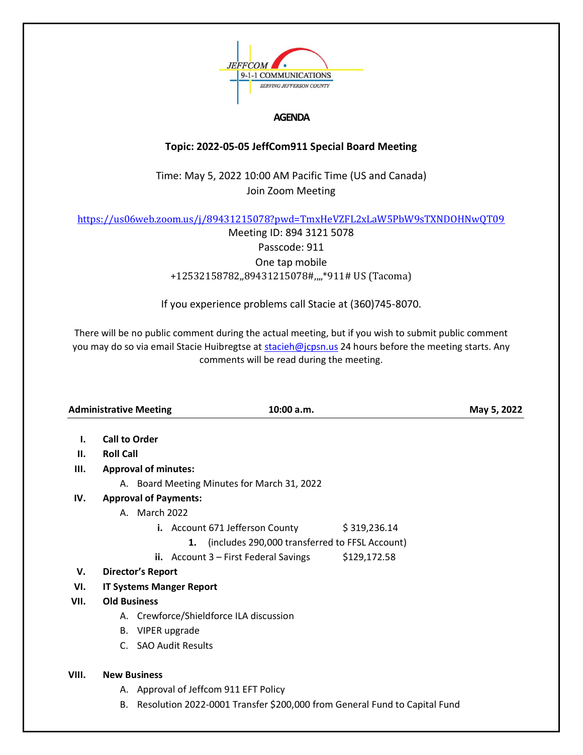JEFFCOM 9-1-1 COMMUNICATIONS
SERVING JEFFERSON COUNTY

# AGENDA

## Topic: 2022-05-05 JeffCom911 Special Board Meeting

Time: May 5, 2022 10:00 AM Pacific Time (US and Canada)
Join Zoom Meeting

https://us06web.zoom.us/j/89431215078?pwd=TmxHeVZFL2xLaW5PbW9sTXNDOHNwQT09
Meeting ID: 894 3121 5078
Passcode: 911
One tap mobile
+12532158782,,89431215078#,,,,*911# US (Tacoma)

If you experience problems call Stacie at (360)745-8070.

There will be no public comment during the actual meeting, but if you wish to submit public comment you may do so via email Stacie Huibregtse at stacieh@jcpsn.us 24 hours before the meeting starts. Any comments will be read during the meeting.

**Administrative Meeting** **10:00 a.m.** **May 5, 2022**

I. **Call to Order**
II. **Roll Call**
III. **Approval of minutes:**
   A. Board Meeting Minutes for March 31, 2022
IV. **Approval of Payments:**
   A. March 2022
      i. Account 671 Jefferson County $ 319,236.14
         1. (includes 290,000 transferred to FFSL Account)
      ii. Account 3 – First Federal Savings $129,172.58
V. **Director's Report**
VI. **IT Systems Manger Report**
VII. **Old Business**
   A. Crewforce/Shieldforce ILA discussion
   B. VIPER upgrade
   C. SAO Audit Results
VIII. **New Business**
   A. Approval of Jeffcom 911 EFT Policy
   B. Resolution 2022-0001 Transfer $200,000 from General Fund to Capital Fund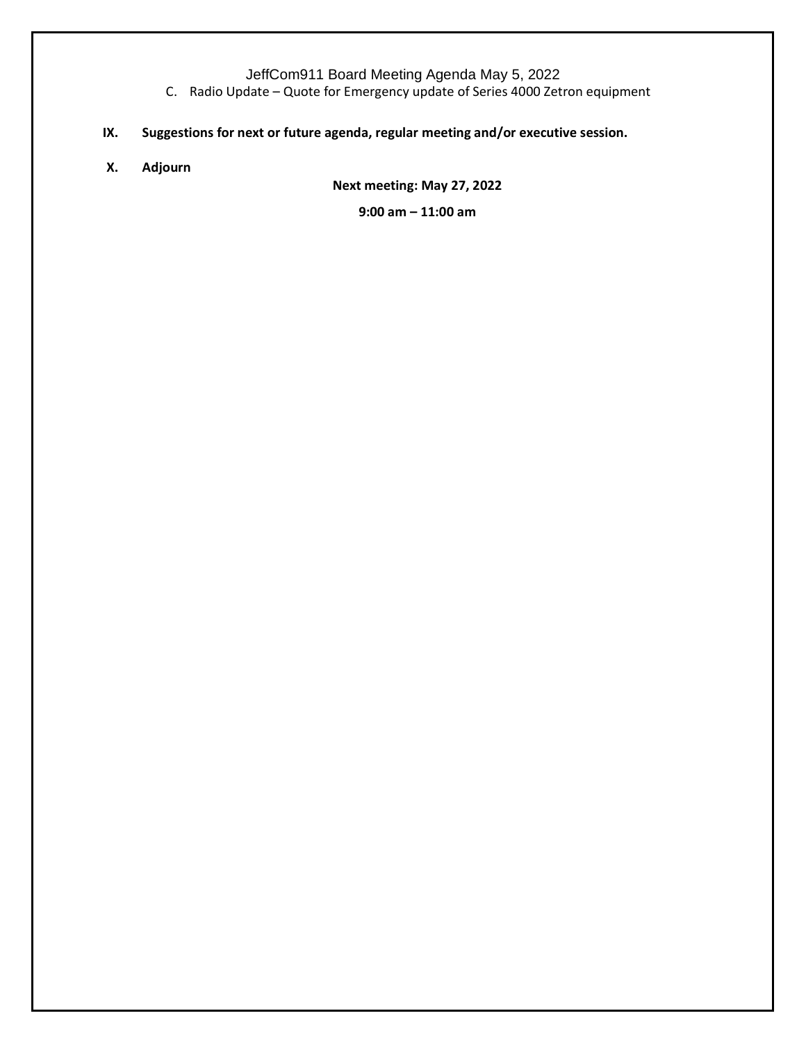C. Radio Update – Quote for Emergency update of Series 4000 Zetron equipment

**IX. Suggestions for next or future agenda, regular meeting and/or executive session.**

**X. Adjourn**

**Next meeting: May 27, 2022**

**9:00 am – 11:00 am**